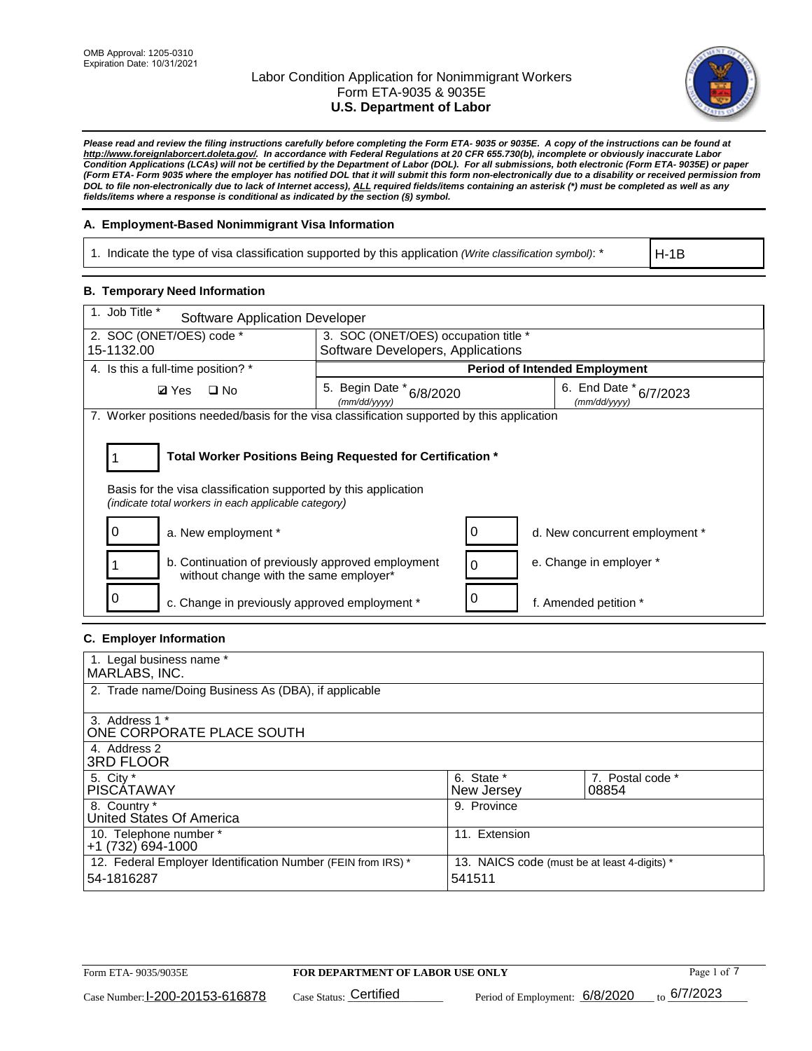OMB Approval: 1205-0310
Expiration Date: 10/31/2021

# Labor Condition Application for Nonimmigrant Workers
## Form ETA-9035 & 9035E
## U.S. Department of Labor

***Please read and review the filing instructions carefully before completing the Form ETA- 9035 or 9035E. A copy of the instructions can be found at http://www.foreignlaborcert.doleta.gov/. In accordance with Federal Regulations at 20 CFR 655.730(b), incomplete or obviously inaccurate Labor Condition Applications (LCAs) will not be certified by the Department of Labor (DOL). For all submissions, both electronic (Form ETA- 9035E) or paper (Form ETA- Form 9035 where the employer has notified DOL that it will submit this form non-electronically due to a disability or received permission from DOL to file non-electronically due to lack of Internet access), ALL required fields/items containing an asterisk (*) must be completed as well as any fields/items where a response is conditional as indicated by the section (§) symbol.***

### A. Employment-Based Nonimmigrant Visa Information

| 1. Indicate the type of visa classification supported by this application *(Write classification symbol)*: * | H-1B |
|---|---|

### B. Temporary Need Information

| 1. Job Title * Software Application Developer | | |
|---|---|---|
| 2. SOC (ONET/OES) code * 15-1132.00 | 3. SOC (ONET/OES) occupation title * Software Developers, Applications | |
| 4. Is this a full-time position? * | **Period of Intended Employment** | |
| ☑ Yes ☐ No | 5. Begin Date * *(mm/dd/yyyy)* 6/8/2020 | 6. End Date * *(mm/dd/yyyy)* 6/7/2023 |

7. Worker positions needed/basis for the visa classification supported by this application

1 **Total Worker Positions Being Requested for Certification ***

Basis for the visa classification supported by this application
*(indicate total workers in each applicable category)*

| | | | |
|---|---|---|---|
| 0 | a. New employment * | 0 | d. New concurrent employment * |
| 1 | b. Continuation of previously approved employment without change with the same employer* | 0 | e. Change in employer * |
| 0 | c. Change in previously approved employment * | 0 | f. Amended petition * |

### C. Employer Information

| | | |
|---|---|---|
| 1. Legal business name * MARLABS, INC. | | |
| 2. Trade name/Doing Business As (DBA), if applicable | | |
| 3. Address 1 * ONE CORPORATE PLACE SOUTH | | |
| 4. Address 2 3RD FLOOR | | |
| 5. City * PISCATAWAY | 6. State * New Jersey | 7. Postal code * 08854 |
| 8. Country * United States Of America | 9. Province | |
| 10. Telephone number * +1 (732) 694-1000 | 11. Extension | |
| 12. Federal Employer Identification Number (FEIN from IRS) * 54-1816287 | 13. NAICS code (must be at least 4-digits) * 541511 | |

Form ETA- 9035/9035E **FOR DEPARTMENT OF LABOR USE ONLY**

Case Number: I-200-20153-616878 Case Status: Certified Period of Employment: 6/8/2020 to 6/7/2023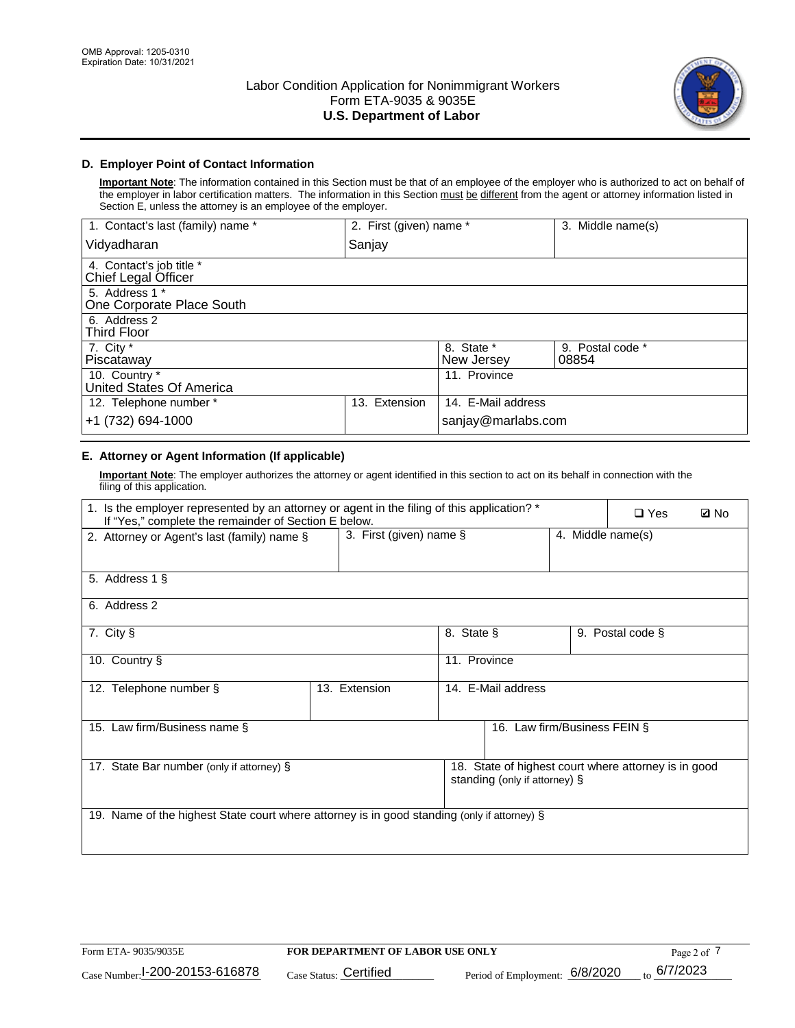OMB Approval: 1205-0310
Expiration Date: 10/31/2021

Labor Condition Application for Nonimmigrant Workers
Form ETA-9035 & 9035E
**U.S. Department of Labor**

### D. Employer Point of Contact Information

**Important Note**: The information contained in this Section must be that of an employee of the employer who is authorized to act on behalf of the employer in labor certification matters. The information in this Section must be different from the agent or attorney information listed in Section E, unless the attorney is an employee of the employer.

| 1. Contact's last (family) name * | 2. First (given) name * | 3. Middle name(s) |
|---|---|---|
| Vidyadharan | Sanjay | |

| 4. Contact's job title * |
|---|
| Chief Legal Officer |

| 5. Address 1 * |
|---|
| One Corporate Place South |

| 6. Address 2 |
|---|
| Third Floor |

| 7. City * | 8. State * | 9. Postal code * |
|---|---|---|
| Piscataway | New Jersey | 08854 |

| 10. Country * | 11. Province |
|---|---|
| United States Of America | |

| 12. Telephone number * | 13. Extension | 14. E-Mail address |
|---|---|---|
| +1 (732) 694-1000 | | sanjay@marlabs.com |

### E. Attorney or Agent Information (If applicable)

**Important Note**: The employer authorizes the attorney or agent identified in this section to act on its behalf in connection with the filing of this application.

| 1. Is the employer represented by an attorney or agent in the filing of this application? * If "Yes," complete the remainder of Section E below. | ❑ Yes | ☑ No |
|---|---|---|

| 2. Attorney or Agent's last (family) name § | 3. First (given) name § | 4. Middle name(s) |
|---|---|---|
| | | |

| 5. Address 1 § |
|---|
| |

| 6. Address 2 |
|---|
| |

| 7. City § | 8. State § | 9. Postal code § |
|---|---|---|
| | | |

| 10. Country § | 11. Province |
|---|---|
| | |

| 12. Telephone number § | 13. Extension | 14. E-Mail address |
|---|---|---|
| | | |

| 15. Law firm/Business name § | 16. Law firm/Business FEIN § |
|---|---|
| | |

| 17. State Bar number (only if attorney) § | 18. State of highest court where attorney is in good standing (only if attorney) § |
|---|---|
| | |

| 19. Name of the highest State court where attorney is in good standing (only if attorney) § |
|---|
| |

Form ETA- 9035/9035E | **FOR DEPARTMENT OF LABOR USE ONLY**

Case Number: I-200-20153-616878 | Case Status: Certified | Period of Employment: 6/8/2020 to 6/7/2023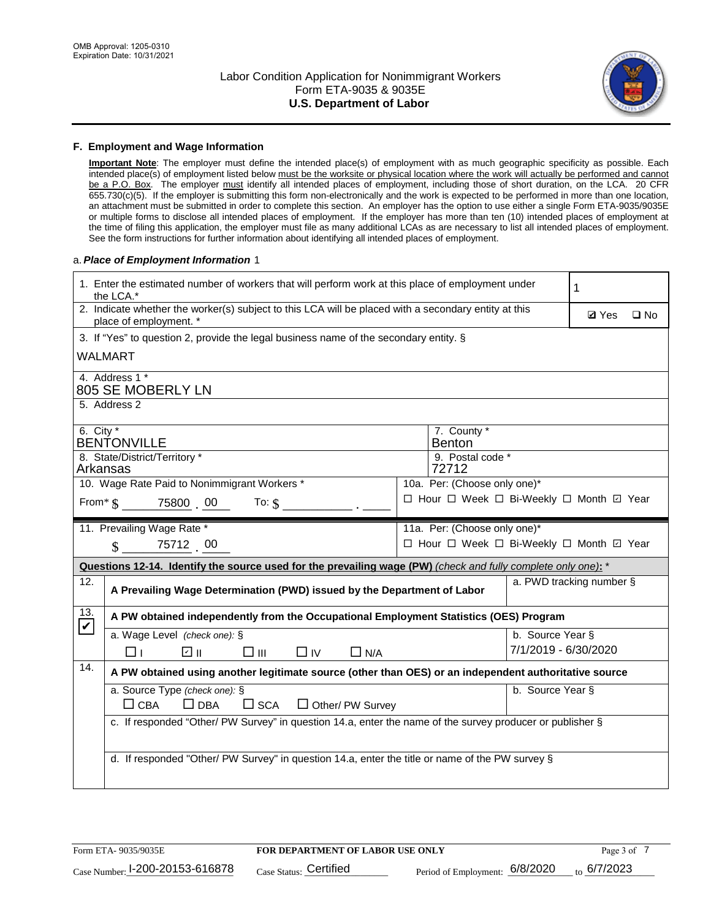## F. Employment and Wage Information

**Important Note**: The employer must define the intended place(s) of employment with as much geographic specificity as possible. Each intended place(s) of employment listed below must be the worksite or physical location where the work will actually be performed and cannot be a P.O. Box. The employer must identify all intended places of employment, including those of short duration, on the LCA. 20 CFR 655.730(c)(5). If the employer is submitting this form non-electronically and the work is expected to be performed in more than one location, an attachment must be submitted in order to complete this section. An employer has the option to use either a single Form ETA-9035/9035E or multiple forms to disclose all intended places of employment. If the employer has more than ten (10) intended places of employment at the time of filing this application, the employer must file as many additional LCAs as are necessary to list all intended places of employment. See the form instructions for further information about identifying all intended places of employment.

a. ***Place of Employment Information*** 1

1. Enter the estimated number of workers that will perform work at this place of employment under the LCA.* **1**

2. Indicate whether the worker(s) subject to this LCA will be placed with a secondary entity at this place of employment. * ☑ Yes ☐ No

3. If "Yes" to question 2, provide the legal business name of the secondary entity. §
WALMART

4. Address 1 *
805 SE MOBERLY LN

5. Address 2

6. City *
BENTONVILLE

7. County *
Benton

8. State/District/Territory *
Arkansas

9. Postal code *
72712

10. Wage Rate Paid to Nonimmigrant Workers *
From* $ 75800 . 00 To: $ ______ . ____

10a. Per: (Choose only one)*
☐ Hour ☐ Week ☐ Bi-Weekly ☐ Month ☑ Year

11. Prevailing Wage Rate *
$ 75712 . 00

11a. Per: (Choose only one)*
☐ Hour ☐ Week ☐ Bi-Weekly ☐ Month ☑ Year

**Questions 12-14. Identify the source used for the prevailing wage (PW)** *(check and fully complete only one)*: *

12. ☐ **A Prevailing Wage Determination (PWD) issued by the Department of Labor**
a. PWD tracking number §

13. ☑ **A PW obtained independently from the Occupational Employment Statistics (OES) Program**
a. Wage Level *(check one)*: § ☐ I ☑ II ☐ III ☐ IV ☐ N/A
b. Source Year §
7/1/2019 - 6/30/2020

14. ☐ **A PW obtained using another legitimate source (other than OES) or an independent authoritative source**
a. Source Type *(check one)*: § ☐ CBA ☐ DBA ☐ SCA ☐ Other/ PW Survey
b. Source Year §
c. If responded "Other/ PW Survey" in question 14.a, enter the name of the survey producer or publisher §
d. If responded "Other/ PW Survey" in question 14.a, enter the title or name of the PW survey §

Form ETA- 9035/9035E | FOR DEPARTMENT OF LABOR USE ONLY
Case Number: I-200-20153-616878 Case Status: Certified Period of Employment: 6/8/2020 to 6/7/2023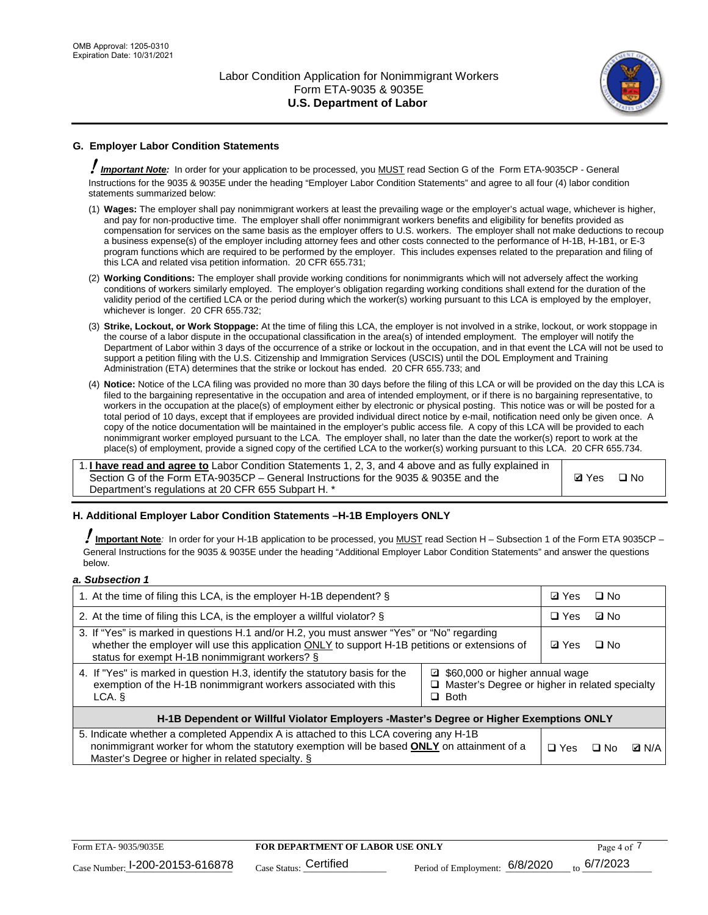## G. Employer Labor Condition Statements

***Important Note:*** In order for your application to be processed, you MUST read Section G of the Form ETA-9035CP - General Instructions for the 9035 & 9035E under the heading "Employer Labor Condition Statements" and agree to all four (4) labor condition statements summarized below:

(1) **Wages:** The employer shall pay nonimmigrant workers at least the prevailing wage or the employer's actual wage, whichever is higher, and pay for non-productive time. The employer shall offer nonimmigrant workers benefits and eligibility for benefits provided as compensation for services on the same basis as the employer offers to U.S. workers. The employer shall not make deductions to recoup a business expense(s) of the employer including attorney fees and other costs connected to the performance of H-1B, H-1B1, or E-3 program functions which are required to be performed by the employer. This includes expenses related to the preparation and filing of this LCA and related visa petition information. 20 CFR 655.731;

(2) **Working Conditions:** The employer shall provide working conditions for nonimmigrants which will not adversely affect the working conditions of workers similarly employed. The employer's obligation regarding working conditions shall extend for the duration of the validity period of the certified LCA or the period during which the worker(s) working pursuant to this LCA is employed by the employer, whichever is longer. 20 CFR 655.732;

(3) **Strike, Lockout, or Work Stoppage:** At the time of filing this LCA, the employer is not involved in a strike, lockout, or work stoppage in the course of a labor dispute in the occupational classification in the area(s) of intended employment. The employer will notify the Department of Labor within 3 days of the occurrence of a strike or lockout in the occupation, and in that event the LCA will not be used to support a petition filing with the U.S. Citizenship and Immigration Services (USCIS) until the DOL Employment and Training Administration (ETA) determines that the strike or lockout has ended. 20 CFR 655.733; and

(4) **Notice:** Notice of the LCA filing was provided no more than 30 days before the filing of this LCA or will be provided on the day this LCA is filed to the bargaining representative in the occupation and area of intended employment, or if there is no bargaining representative, to workers in the occupation at the place(s) of employment either by electronic or physical posting. This notice was or will be posted for a total period of 10 days, except that if employees are provided individual direct notice by e-mail, notification need only be given once. A copy of the notice documentation will be maintained in the employer's public access file. A copy of this LCA will be provided to each nonimmigrant worker employed pursuant to the LCA. The employer shall, no later than the date the worker(s) report to work at the place(s) of employment, provide a signed copy of the certified LCA to the worker(s) working pursuant to this LCA. 20 CFR 655.734.

| | |
|---|---|
| 1. **I have read and agree to** Labor Condition Statements 1, 2, 3, and 4 above and as fully explained in Section G of the Form ETA-9035CP – General Instructions for the 9035 & 9035E and the Department's regulations at 20 CFR 655 Subpart H. * | ☑ Yes ☐ No |

## H. Additional Employer Labor Condition Statements –H-1B Employers ONLY

***Important Note:*** In order for your H-1B application to be processed, you MUST read Section H – Subsection 1 of the Form ETA 9035CP – General Instructions for the 9035 & 9035E under the heading "Additional Employer Labor Condition Statements" and answer the questions below.

### *a. Subsection 1*

| | | |
|---|---|---|
| 1. At the time of filing this LCA, is the employer H-1B dependent? § | | ☑ Yes ☐ No |
| 2. At the time of filing this LCA, is the employer a willful violator? § | | ☐ Yes ☑ No |
| 3. If "Yes" is marked in questions H.1 and/or H.2, you must answer "Yes" or "No" regarding whether the employer will use this application ONLY to support H-1B petitions or extensions of status for exempt H-1B nonimmigrant workers? § | | ☑ Yes ☐ No |
| 4. If "Yes" is marked in question H.3, identify the statutory basis for the exemption of the H-1B nonimmigrant workers associated with this LCA. § | ☑ $60,000 or higher annual wage<br>☐ Master's Degree or higher in related specialty<br>☐ Both | |
| **H-1B Dependent or Willful Violator Employers -Master's Degree or Higher Exemptions ONLY** | | |
| 5. Indicate whether a completed Appendix A is attached to this LCA covering any H-1B nonimmigrant worker for whom the statutory exemption will be based **ONLY** on attainment of a Master's Degree or higher in related specialty. § | | ☐ Yes ☐ No ☑ N/A |

Form ETA- 9035/9035E | **FOR DEPARTMENT OF LABOR USE ONLY** | Case Number: I-200-20153-616878 | Case Status: Certified | Period of Employment: 6/8/2020 to 6/7/2023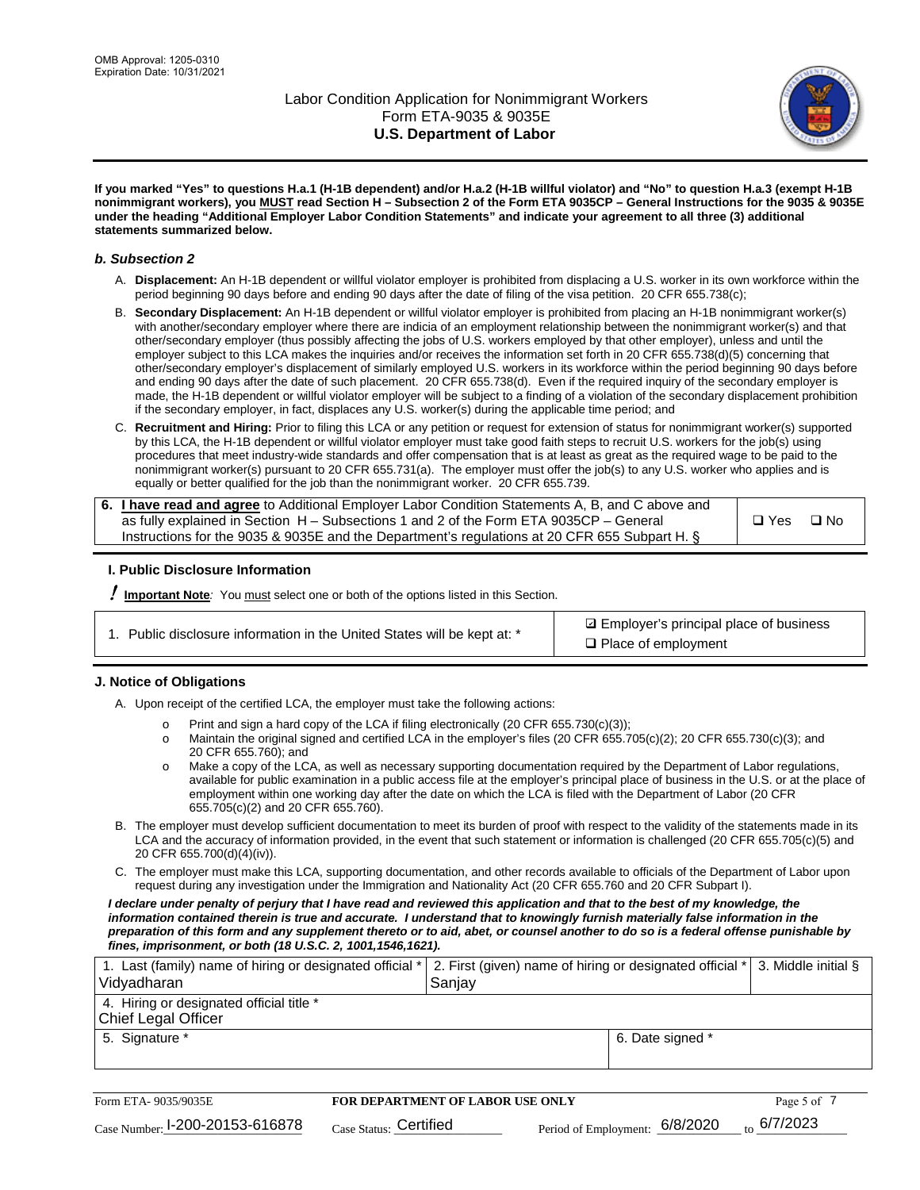**If you marked "Yes" to questions H.a.1 (H-1B dependent) and/or H.a.2 (H-1B willful violator) and "No" to question H.a.3 (exempt H-1B nonimmigrant workers), you MUST read Section H – Subsection 2 of the Form ETA 9035CP – General Instructions for the 9035 & 9035E under the heading "Additional Employer Labor Condition Statements" and indicate your agreement to all three (3) additional statements summarized below.**

### *b. Subsection 2*

A. **Displacement:** An H-1B dependent or willful violator employer is prohibited from displacing a U.S. worker in its own workforce within the period beginning 90 days before and ending 90 days after the date of filing of the visa petition. 20 CFR 655.738(c);

B. **Secondary Displacement:** An H-1B dependent or willful violator employer is prohibited from placing an H-1B nonimmigrant worker(s) with another/secondary employer where there are indicia of an employment relationship between the nonimmigrant worker(s) and that other/secondary employer (thus possibly affecting the jobs of U.S. workers employed by that other employer), unless and until the employer subject to this LCA makes the inquiries and/or receives the information set forth in 20 CFR 655.738(d)(5) concerning that other/secondary employer's displacement of similarly employed U.S. workers in its workforce within the period beginning 90 days before and ending 90 days after the date of such placement. 20 CFR 655.738(d). Even if the required inquiry of the secondary employer is made, the H-1B dependent or willful violator employer will be subject to a finding of a violation of the secondary displacement prohibition if the secondary employer, in fact, displaces any U.S. worker(s) during the applicable time period; and

C. **Recruitment and Hiring:** Prior to filing this LCA or any petition or request for extension of status for nonimmigrant worker(s) supported by this LCA, the H-1B dependent or willful violator employer must take good faith steps to recruit U.S. workers for the job(s) using procedures that meet industry-wide standards and offer compensation that is at least as great as the required wage to be paid to the nonimmigrant worker(s) pursuant to 20 CFR 655.731(a). The employer must offer the job(s) to any U.S. worker who applies and is equally or better qualified for the job than the nonimmigrant worker. 20 CFR 655.739.

| 6. **I have read and agree** to Additional Employer Labor Condition Statements A, B, and C above and as fully explained in Section H – Subsections 1 and 2 of the Form ETA 9035CP – General Instructions for the 9035 & 9035E and the Department's regulations at 20 CFR 655 Subpart H. § | ❑ Yes ❑ No |
|---|---|

### I. Public Disclosure Information

**! Important Note**: You must select one or both of the options listed in this Section.

| 1. Public disclosure information in the United States will be kept at: * | ☑ Employer's principal place of business<br>❑ Place of employment |
|---|---|

### J. Notice of Obligations

A. Upon receipt of the certified LCA, the employer must take the following actions:

- Print and sign a hard copy of the LCA if filing electronically (20 CFR 655.730(c)(3));
- Maintain the original signed and certified LCA in the employer's files (20 CFR 655.705(c)(2); 20 CFR 655.730(c)(3); and 20 CFR 655.760); and
- Make a copy of the LCA, as well as necessary supporting documentation required by the Department of Labor regulations, available for public examination in a public access file at the employer's principal place of business in the U.S. or at the place of employment within one working day after the date on which the LCA is filed with the Department of Labor (20 CFR 655.705(c)(2) and 20 CFR 655.760).

B. The employer must develop sufficient documentation to meet its burden of proof with respect to the validity of the statements made in its LCA and the accuracy of information provided, in the event that such statement or information is challenged (20 CFR 655.705(c)(5) and 20 CFR 655.700(d)(4)(iv)).

C. The employer must make this LCA, supporting documentation, and other records available to officials of the Department of Labor upon request during any investigation under the Immigration and Nationality Act (20 CFR 655.760 and 20 CFR Subpart I).

***I declare under penalty of perjury that I have read and reviewed this application and that to the best of my knowledge, the information contained therein is true and accurate. I understand that to knowingly furnish materially false information in the preparation of this form and any supplement thereto or to aid, abet, or counsel another to do so is a federal offense punishable by fines, imprisonment, or both (18 U.S.C. 2, 1001,1546,1621).***

| 1. Last (family) name of hiring or designated official *<br>Vidyadharan | 2. First (given) name of hiring or designated official *<br>Sanjay | 3. Middle initial § |
|---|---|---|
| 4. Hiring or designated official title *<br>Chief Legal Officer | | |
| 5. Signature * | 6. Date signed * | |

Form ETA- 9035/9035E — **FOR DEPARTMENT OF LABOR USE ONLY**

Case Number: I-200-20153-616878 Case Status: Certified Period of Employment: 6/8/2020 to 6/7/2023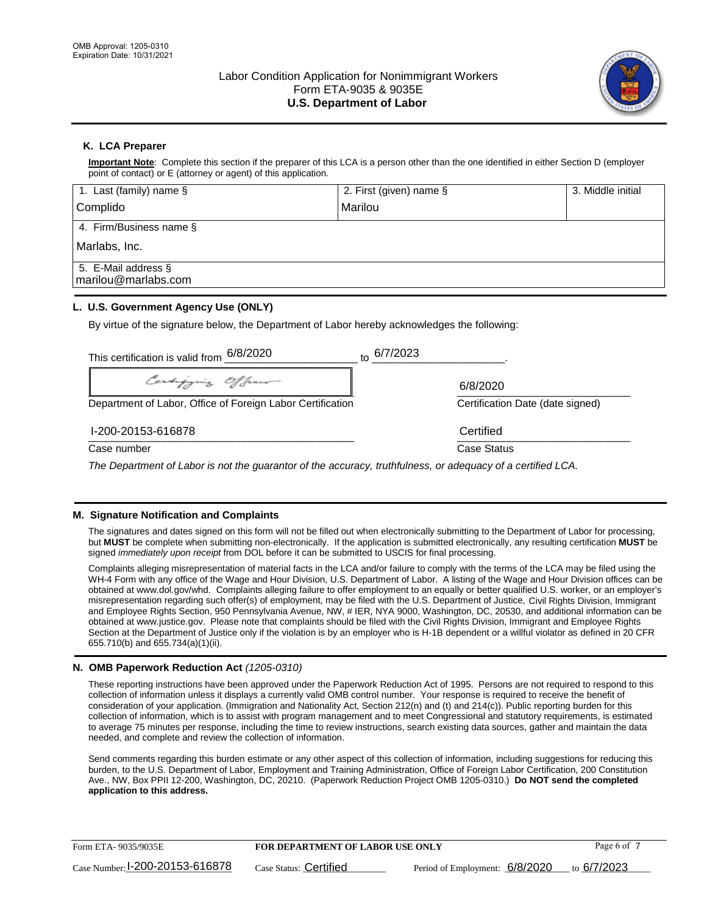OMB Approval: 1205-0310
Expiration Date: 10/31/2021

# Labor Condition Application for Nonimmigrant Workers
## Form ETA-9035 & 9035E
## U.S. Department of Labor

### K. LCA Preparer

**Important Note**: Complete this section if the preparer of this LCA is a person other than the one identified in either Section D (employer point of contact) or E (attorney or agent) of this application.

| 1. Last (family) name § | 2. First (given) name § | 3. Middle initial |
|---|---|---|
| Complido | Marilou | |
| 4. Firm/Business name § | | |
| Marlabs, Inc. | | |
| 5. E-Mail address § | | |
| marilou@marlabs.com | | |

### L. U.S. Government Agency Use (ONLY)

By virtue of the signature below, the Department of Labor hereby acknowledges the following:

This certification is valid from 6/8/2020 to 6/7/2023.

Certifying Officer

Department of Labor, Office of Foreign Labor Certification

6/8/2020
Certification Date (date signed)

I-200-20153-616878
Case number

Certified
Case Status

*The Department of Labor is not the guarantor of the accuracy, truthfulness, or adequacy of a certified LCA.*

### M. Signature Notification and Complaints

The signatures and dates signed on this form will not be filled out when electronically submitting to the Department of Labor for processing, but **MUST** be complete when submitting non-electronically. If the application is submitted electronically, any resulting certification **MUST** be signed *immediately upon receipt* from DOL before it can be submitted to USCIS for final processing.

Complaints alleging misrepresentation of material facts in the LCA and/or failure to comply with the terms of the LCA may be filed using the WH-4 Form with any office of the Wage and Hour Division, U.S. Department of Labor. A listing of the Wage and Hour Division offices can be obtained at www.dol.gov/whd. Complaints alleging failure to offer employment to an equally or better qualified U.S. worker, or an employer's misrepresentation regarding such offer(s) of employment, may be filed with the U.S. Department of Justice, Civil Rights Division, Immigrant and Employee Rights Section, 950 Pennsylvania Avenue, NW, # IER, NYA 9000, Washington, DC, 20530, and additional information can be obtained at www.justice.gov. Please note that complaints should be filed with the Civil Rights Division, Immigrant and Employee Rights Section at the Department of Justice only if the violation is by an employer who is H-1B dependent or a willful violator as defined in 20 CFR 655.710(b) and 655.734(a)(1)(ii).

### N. OMB Paperwork Reduction Act *(1205-0310)*

These reporting instructions have been approved under the Paperwork Reduction Act of 1995. Persons are not required to respond to this collection of information unless it displays a currently valid OMB control number. Your response is required to receive the benefit of consideration of your application. (Immigration and Nationality Act, Section 212(n) and (t) and 214(c)). Public reporting burden for this collection of information, which is to assist with program management and to meet Congressional and statutory requirements, is estimated to average 75 minutes per response, including the time to review instructions, search existing data sources, gather and maintain the data needed, and complete and review the collection of information.

Send comments regarding this burden estimate or any other aspect of this collection of information, including suggestions for reducing this burden, to the U.S. Department of Labor, Employment and Training Administration, Office of Foreign Labor Certification, 200 Constitution Ave., NW, Box PPII 12-200, Washington, DC, 20210. (Paperwork Reduction Project OMB 1205-0310.) **Do NOT send the completed application to this address.**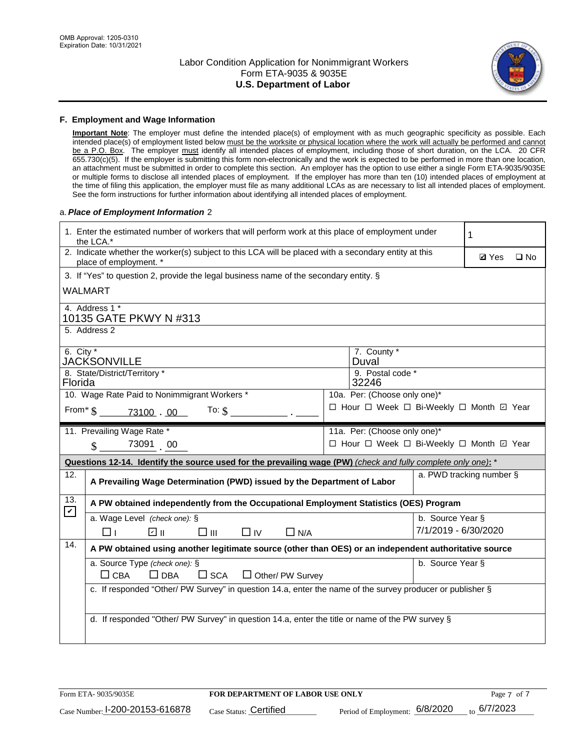OMB Approval: 1205-0310
Expiration Date: 10/31/2021

# Labor Condition Application for Nonimmigrant Workers
Form ETA-9035 & 9035E
**U.S. Department of Labor**

### F. Employment and Wage Information

**Important Note**: The employer must define the intended place(s) of employment with as much geographic specificity as possible. Each intended place(s) of employment listed below must be the worksite or physical location where the work will actually be performed and cannot be a P.O. Box. The employer must identify all intended places of employment, including those of short duration, on the LCA. 20 CFR 655.730(c)(5). If the employer is submitting this form non-electronically and the work is expected to be performed in more than one location, an attachment must be submitted in order to complete this section. An employer has the option to use either a single Form ETA-9035/9035E or multiple forms to disclose all intended places of employment. If the employer has more than ten (10) intended places of employment at the time of filing this application, the employer must file as many additional LCAs as are necessary to list all intended places of employment. See the form instructions for further information about identifying all intended places of employment.

a. ***Place of Employment Information*** 2

| | |
|---|---|
| 1. Enter the estimated number of workers that will perform work at this place of employment under the LCA.* | 1 |
| 2. Indicate whether the worker(s) subject to this LCA will be placed with a secondary entity at this place of employment. * | ☑ Yes ☐ No |
| 3. If "Yes" to question 2, provide the legal business name of the secondary entity. § WALMART | |
| 4. Address 1 * 10135 GATE PKWY N #313 | |
| 5. Address 2 | |
| 6. City * JACKSONVILLE | 7. County * Duval |
| 8. State/District/Territory * Florida | 9. Postal code * 32246 |
| 10. Wage Rate Paid to Nonimmigrant Workers * From* $ 73100 . 00 To: $ ______ . ____ | 10a. Per: (Choose only one)* ☐ Hour ☐ Week ☐ Bi-Weekly ☐ Month ☑ Year |
| 11. Prevailing Wage Rate * $ 73091 . 00 | 11a. Per: (Choose only one)* ☐ Hour ☐ Week ☐ Bi-Weekly ☐ Month ☑ Year |

**Questions 12-14. Identify the source used for the prevailing wage (PW)** *(check and fully complete only one)*: *

| | | |
|---|---|---|
| 12. | A Prevailing Wage Determination (PWD) issued by the Department of Labor | a. PWD tracking number § |
| 13. ☑ | A PW obtained independently from the Occupational Employment Statistics (OES) Program | |
| | a. Wage Level *(check one)*: § ☐ I ☑ II ☐ III ☐ IV ☐ N/A | b. Source Year § 7/1/2019 - 6/30/2020 |
| 14. | A PW obtained using another legitimate source (other than OES) or an independent authoritative source | |
| | a. Source Type *(check one)*: § ☐ CBA ☐ DBA ☐ SCA ☐ Other/ PW Survey | b. Source Year § |
| | c. If responded "Other/ PW Survey" in question 14.a, enter the name of the survey producer or publisher § | |
| | d. If responded "Other/ PW Survey" in question 14.a, enter the title or name of the PW survey § | |

Form ETA- 9035/9035E | **FOR DEPARTMENT OF LABOR USE ONLY**

Case Number: I-200-20153-616878 Case Status: Certified Period of Employment: 6/8/2020 to 6/7/2023